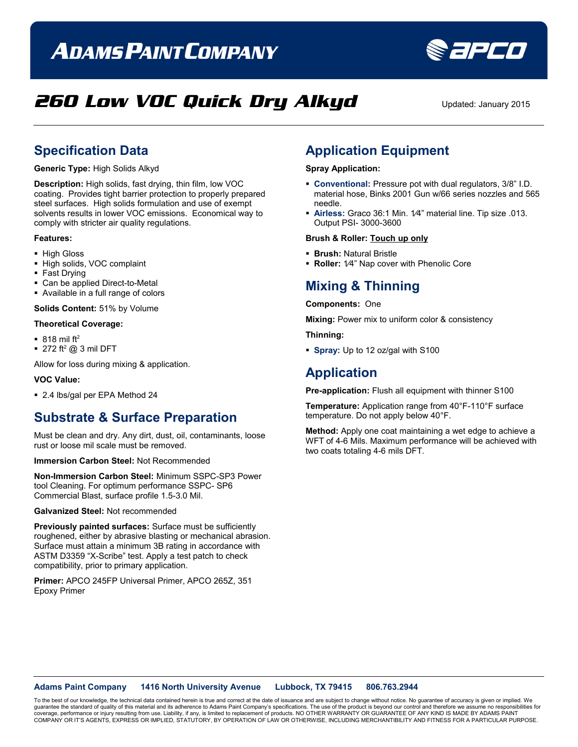# ADAMS PAINT COMPANY

## 260 Low VOC Quick Dry Alkyd

Updated: January 2015

## Specification Data

**Generic Type:** High Solids Alkyd

**Description:** High solids, fast drying, thin film, low VOC coating. Provides tight barrier protection to properly prepared steel surfaces. High solids formulation and use of exempt solvents results in lower VOC emissions. Economical way to comply with stricter air quality regulations.

**Features:**

- High Gloss
- High solids, VOC complaint
- Fast Drying
- Can be applied Direct-to-Metal
- Available in a full range of colors

**Solids Content:** 51% by Volume

**Theoretical Coverage:**

- 818 mil ft$^2$
- 272 ft$^2$ @ 3 mil DFT

Allow for loss during mixing & application.

**VOC Value:**

- 2.4 lbs/gal per EPA Method 24

## Substrate & Surface Preparation

Must be clean and dry. Any dirt, dust, oil, contaminants, loose rust or loose mil scale must be removed.

**Immersion Carbon Steel:** Not Recommended

**Non-Immersion Carbon Steel:** Minimum SSPC-SP3 Power tool Cleaning. For optimum performance SSPC- SP6 Commercial Blast, surface profile 1.5-3.0 Mil.

**Galvanized Steel:** Not recommended

**Previously painted surfaces:** Surface must be sufficiently roughened, either by abrasive blasting or mechanical abrasion. Surface must attain a minimum 3B rating in accordance with ASTM D3359 "X-Scribe" test. Apply a test patch to check compatibility, prior to primary application.

**Primer:** APCO 245FP Universal Primer, APCO 265Z, 351 Epoxy Primer

## Application Equipment

**Spray Application:**

- **Conventional:** Pressure pot with dual regulators, 3/8" I.D. material hose, Binks 2001 Gun w/66 series nozzles and 565 needle.
- **Airless:** Graco 36:1 Min. 1⁄4" material line. Tip size .013. Output PSI- 3000-3600

**Brush & Roller: Touch up only**

- **Brush:** Natural Bristle
- **Roller:** 1⁄4" Nap cover with Phenolic Core

## Mixing & Thinning

**Components:** One

**Mixing:** Power mix to uniform color & consistency

**Thinning:**

- **Spray:** Up to 12 oz/gal with S100

## Application

**Pre-application:** Flush all equipment with thinner S100

**Temperature:** Application range from 40°F-110°F surface temperature. Do not apply below 40°F.

**Method:** Apply one coat maintaining a wet edge to achieve a WFT of 4-6 Mils. Maximum performance will be achieved with two coats totaling 4-6 mils DFT.

**Adams Paint Company** **1416 North University Avenue** **Lubbock, TX 79415** **806.763.2944**

To the best of our knowledge, the technical data contained herein is true and correct at the date of issuance and are subject to change without notice. No guarantee of accuracy is given or implied. We guarantee the standard of quality of this material and its adherence to Adams Paint Company's specifications. The use of the product is beyond our control and therefore we assume no responsibilities for coverage, performance or injury resulting from use. Liability, if any, is limited to replacement of products. NO OTHER WARRANTY OR GUARANTEE OF ANY KIND IS MADE BY ADAMS PAINT COMPANY OR IT'S AGENTS, EXPRESS OR IMPLIED, STATUTORY, BY OPERATION OF LAW OR OTHERWISE, INCLUDING MERCHANTIBILITY AND FITNESS FOR A PARTICULAR PURPOSE.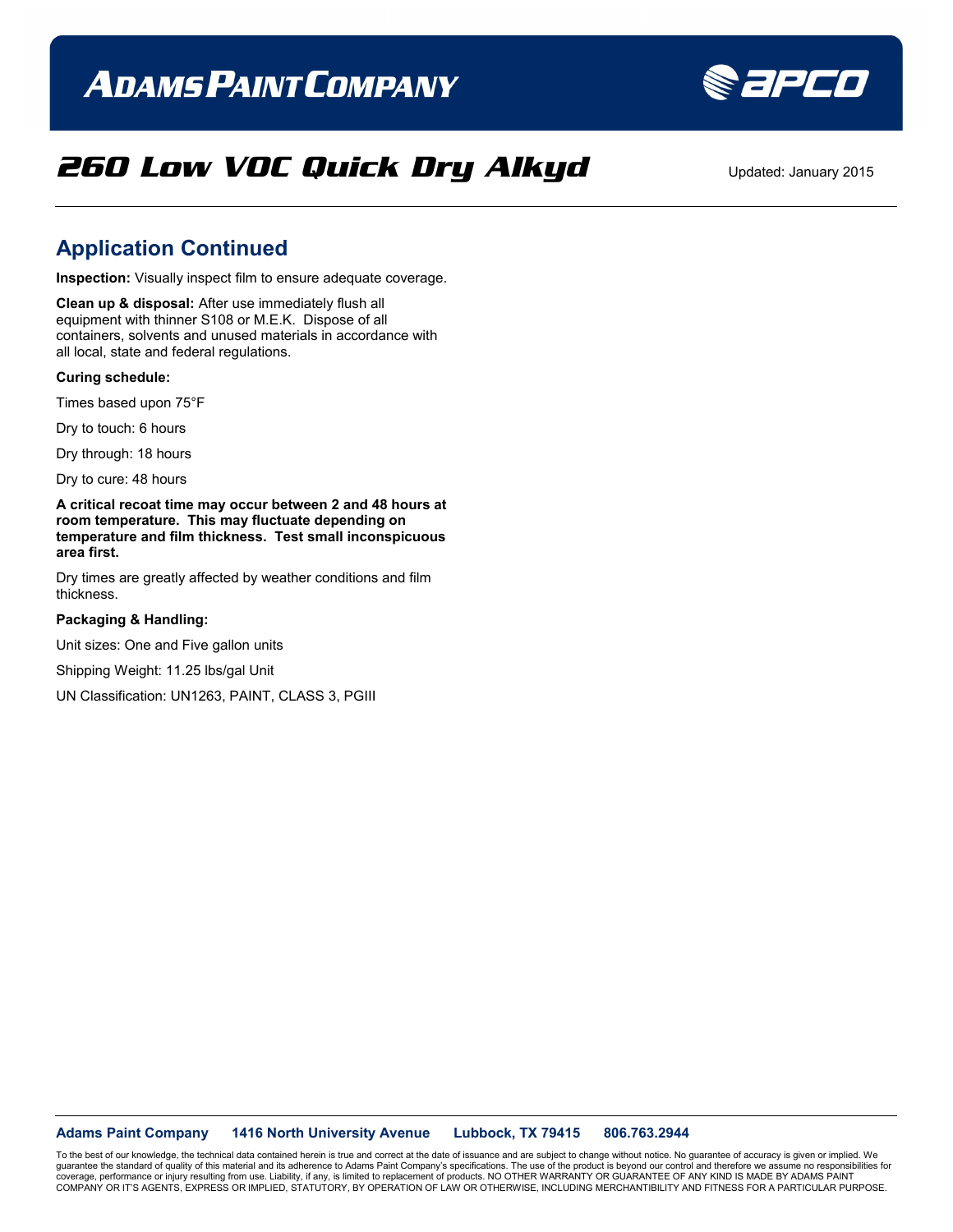# 260 Low VOC Quick Dry Alkyd

Updated: January 2015

## Application Continued

**Inspection:** Visually inspect film to ensure adequate coverage.

**Clean up & disposal:** After use immediately flush all equipment with thinner S108 or M.E.K. Dispose of all containers, solvents and unused materials in accordance with all local, state and federal regulations.

**Curing schedule:**

Times based upon 75°F

Dry to touch: 6 hours

Dry through: 18 hours

Dry to cure: 48 hours

**A critical recoat time may occur between 2 and 48 hours at room temperature. This may fluctuate depending on temperature and film thickness. Test small inconspicuous area first.**

Dry times are greatly affected by weather conditions and film thickness.

**Packaging & Handling:**

Unit sizes: One and Five gallon units

Shipping Weight: 11.25 lbs/gal Unit

UN Classification: UN1263, PAINT, CLASS 3, PGIII

**Adams Paint Company 1416 North University Avenue Lubbock, TX 79415 806.763.2944**

To the best of our knowledge, the technical data contained herein is true and correct at the date of issuance and are subject to change without notice. No guarantee of accuracy is given or implied. We guarantee the standard of quality of this material and its adherence to Adams Paint Company's specifications. The use of the product is beyond our control and therefore we assume no responsibilities for coverage, performance or injury resulting from use. Liability, if any, is limited to replacement of products. NO OTHER WARRANTY OR GUARANTEE OF ANY KIND IS MADE BY ADAMS PAINT COMPANY OR IT'S AGENTS, EXPRESS OR IMPLIED, STATUTORY, BY OPERATION OF LAW OR OTHERWISE, INCLUDING MERCHANTIBILITY AND FITNESS FOR A PARTICULAR PURPOSE.